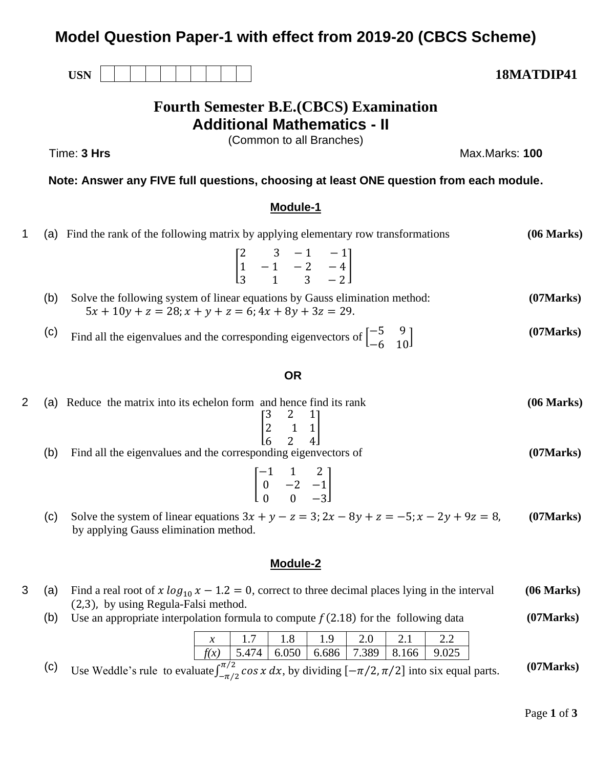# Model Question Paper-1 with effect from 2019-20 (CBCS Scheme)

**USN** | | | | | | | | | | |

**18MATDIP41**

## Fourth Semester B.E.(CBCS) Examination

## Additional Mathematics - II

(Common to all Branches)

Time: **3 Hrs** Max.Marks: **100**

**Note: Answer any FIVE full questions, choosing at least ONE question from each module.**

### Module-1

1 (a) Find the rank of the following matrix by applying elementary row transformations **(06 Marks)**

$$\begin{bmatrix} 2 & 3 & -1 & -1 \\ 1 & -1 & -2 & -4 \\ 3 & 1 & 3 & -2 \end{bmatrix}$$

(b) Solve the following system of linear equations by Gauss elimination method: **(07Marks)**
$5x + 10y + z = 28; x + y + z = 6; 4x + 8y + 3z = 29.$

(c) Find all the eigenvalues and the corresponding eigenvectors of $\begin{bmatrix} -5 & 9 \\ -6 & 10 \end{bmatrix}$ **(07Marks)**

**OR**

2 (a) Reduce the matrix into its echelon form and hence find its rank **(06 Marks)**

$$\begin{bmatrix} 3 & 2 & 1 \\ 2 & 1 & 1 \\ 6 & 2 & 4 \end{bmatrix}$$

(b) Find all the eigenvalues and the corresponding eigenvectors of **(07Marks)**

$$\begin{bmatrix} -1 & 1 & 2 \\ 0 & -2 & -1 \\ 0 & 0 & -3 \end{bmatrix}$$

(c) Solve the system of linear equations $3x + y - z = 3; 2x - 8y + z = -5; x - 2y + 9z = 8,$ by applying Gauss elimination method. **(07Marks)**

### Module-2

3 (a) Find a real root of $x \log_{10} x - 1.2 = 0$, correct to three decimal places lying in the interval $(2,3)$, by using Regula-Falsi method. **(06 Marks)**

(b) Use an appropriate interpolation formula to compute $f(2.18)$ for the following data **(07Marks)**

| $x$ | 1.7 | 1.8 | 1.9 | 2.0 | 2.1 | 2.2 |
|---|---|---|---|---|---|---|
| $f(x)$ | 5.474 | 6.050 | 6.686 | 7.389 | 8.166 | 9.025 |

(c) Use Weddle's rule to evaluate $\int_{-\pi/2}^{\pi/2} \cos x \, dx$, by dividing $[-\pi/2, \pi/2]$ into six equal parts. **(07Marks)**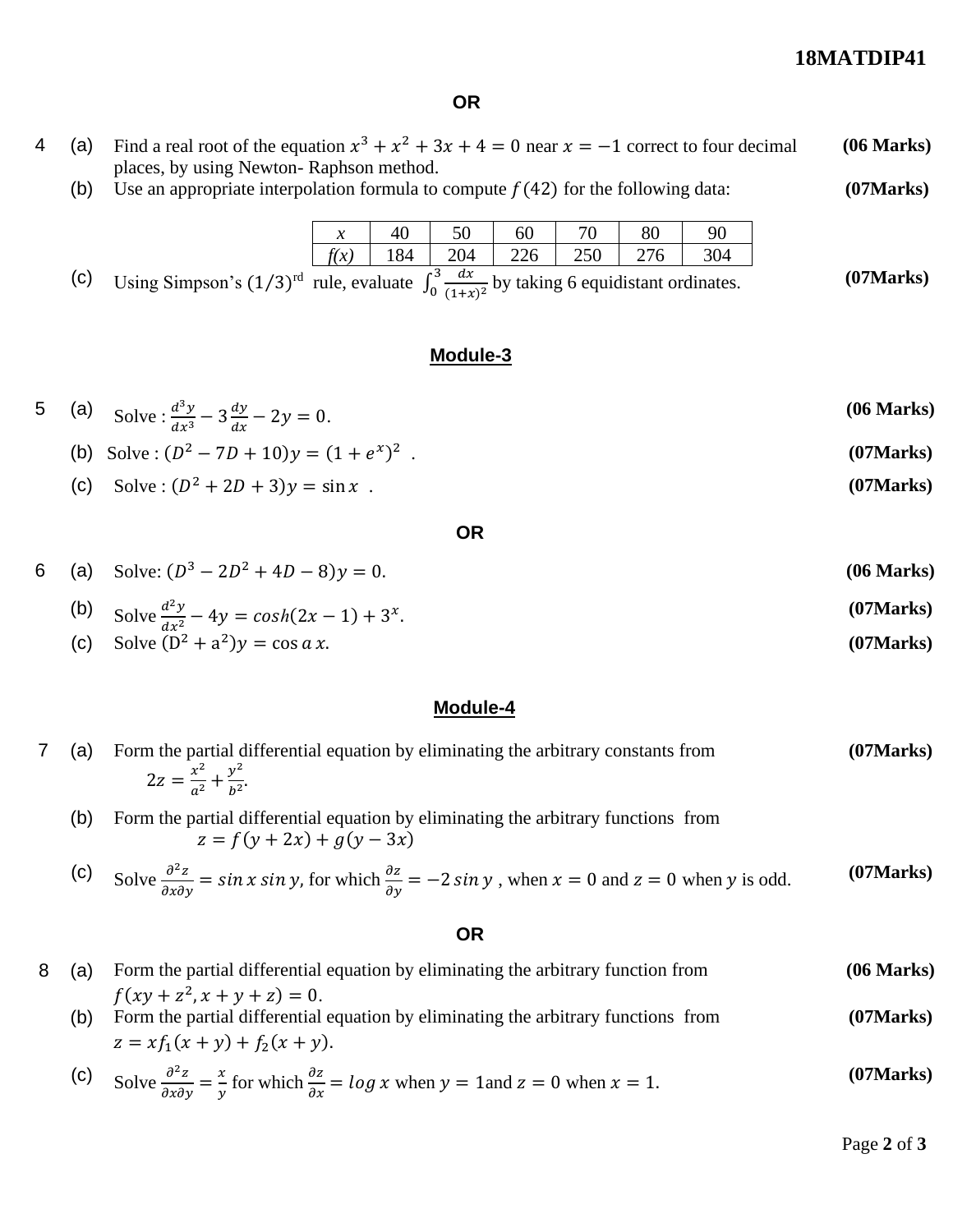**OR**

4 (a) Find a real root of the equation $x^3 + x^2 + 3x + 4 = 0$ near $x = -1$ correct to four decimal places, by using Newton- Raphson method. **(06 Marks)**

(b) Use an appropriate interpolation formula to compute $f(42)$ for the following data: **(07Marks)**

| $x$ | 40 | 50 | 60 | 70 | 80 | 90 |
|---|---|---|---|---|---|---|
| $f(x)$ | 184 | 204 | 226 | 250 | 276 | 304 |

(c) Using Simpson's $(1/3)^{rd}$ rule, evaluate $\int_0^3 \frac{dx}{(1+x)^2}$ by taking 6 equidistant ordinates. **(07Marks)**

## Module-3

5 (a) Solve : $\frac{d^3y}{dx^3} - 3\frac{dy}{dx} - 2y = 0.$ **(06 Marks)**

(b) Solve : $(D^2 - 7D + 10)y = (1 + e^x)^2$ . **(07Marks)**

(c) Solve : $(D^2 + 2D + 3)y = \sin x$ . **(07Marks)**

**OR**

6 (a) Solve: $(D^3 - 2D^2 + 4D - 8)y = 0.$ **(06 Marks)**

(b) Solve $\frac{d^2y}{dx^2} - 4y = cosh(2x - 1) + 3^x.$ **(07Marks)**

(c) Solve $(D^2 + a^2)y = \cos a\,x.$ **(07Marks)**

## Module-4

7 (a) Form the partial differential equation by eliminating the arbitrary constants from **(07Marks)**

$$2z = \frac{x^2}{a^2} + \frac{y^2}{b^2}.$$

(b) Form the partial differential equation by eliminating the arbitrary functions from

$$z = f(y + 2x) + g(y - 3x)$$

(c) Solve $\frac{\partial^2 z}{\partial x \partial y} = sin\,x\,sin\,y$, for which $\frac{\partial z}{\partial y} = -2\,sin\,y$ , when $x = 0$ and $z = 0$ when $y$ is odd. **(07Marks)**

**OR**

8 (a) Form the partial differential equation by eliminating the arbitrary function from $f(xy + z^2, x + y + z) = 0.$ **(06 Marks)**

(b) Form the partial differential equation by eliminating the arbitrary functions from $z = xf_1(x + y) + f_2(x + y).$ **(07Marks)**

(c) Solve $\frac{\partial^2 z}{\partial x \partial y} = \frac{x}{y}$ for which $\frac{\partial z}{\partial x} = log\,x$ when $y = 1$ and $z = 0$ when $x = 1.$ **(07Marks)**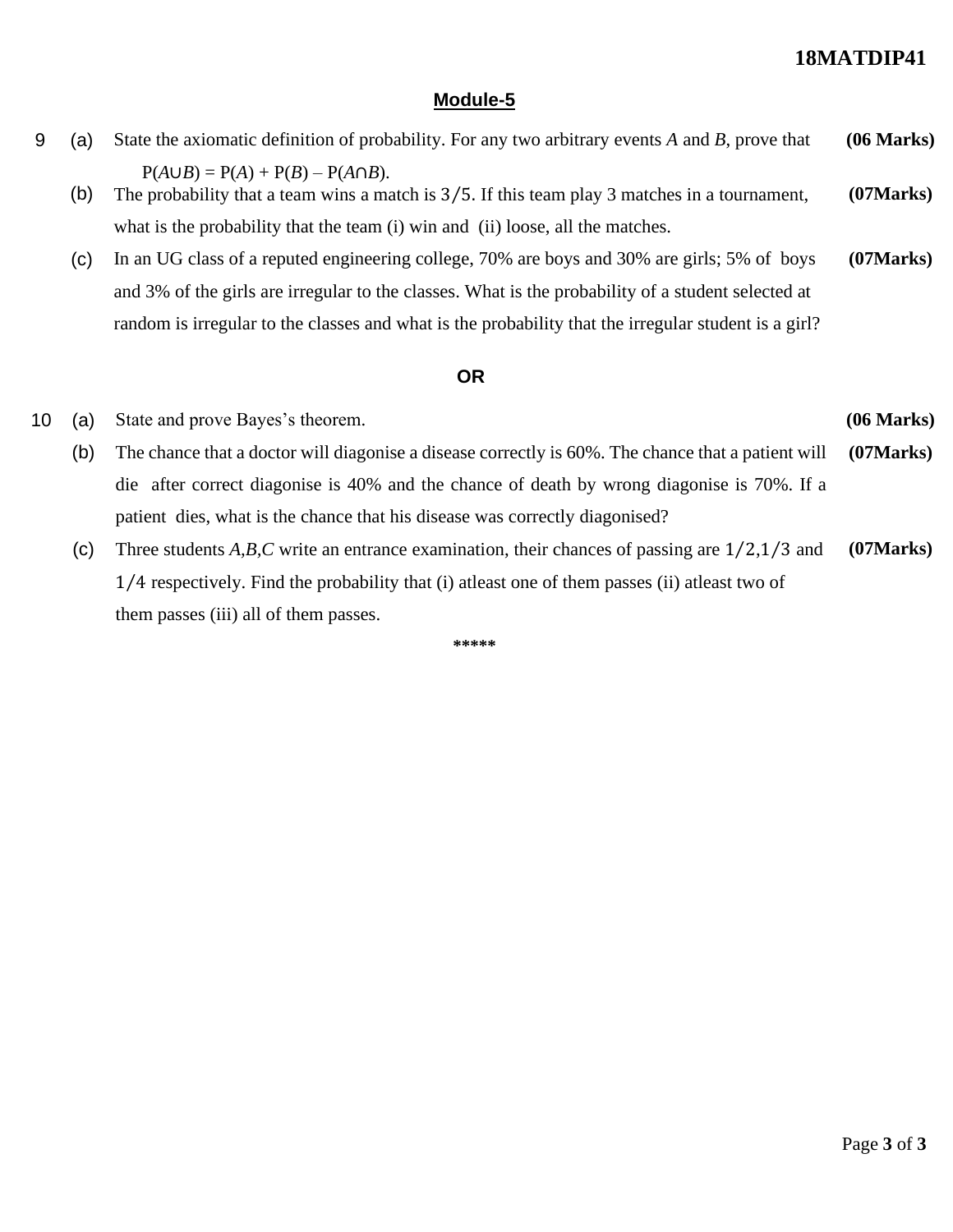## Module-5

| | | | |
|---|---|---|---|
| 9 | (a) | State the axiomatic definition of probability. For any two arbitrary events *A* and *B*, prove that $P(A \cup B) = P(A) + P(B) - P(A \cap B)$. | **(06 Marks)** |
| | (b) | The probability that a team wins a match is $3/5$. If this team play 3 matches in a tournament, what is the probability that the team (i) win and (ii) loose, all the matches. | **(07Marks)** |
| | (c) | In an UG class of a reputed engineering college, 70% are boys and 30% are girls; 5% of boys and 3% of the girls are irregular to the classes. What is the probability of a student selected at random is irregular to the classes and what is the probability that the irregular student is a girl? | **(07Marks)** |

**OR**

| | | | |
|---|---|---|---|
| 10 | (a) | State and prove Bayes's theorem. | **(06 Marks)** |
| | (b) | The chance that a doctor will diagonise a disease correctly is 60%. The chance that a patient will die after correct diagonise is 40% and the chance of death by wrong diagonise is 70%. If a patient dies, what is the chance that his disease was correctly diagonised? | **(07Marks)** |
| | (c) | Three students *A*,*B*,*C* write an entrance examination, their chances of passing are $1/2$, $1/3$ and $1/4$ respectively. Find the probability that (i) atleast one of them passes (ii) atleast two of them passes (iii) all of them passes. | **(07Marks)** |

*****